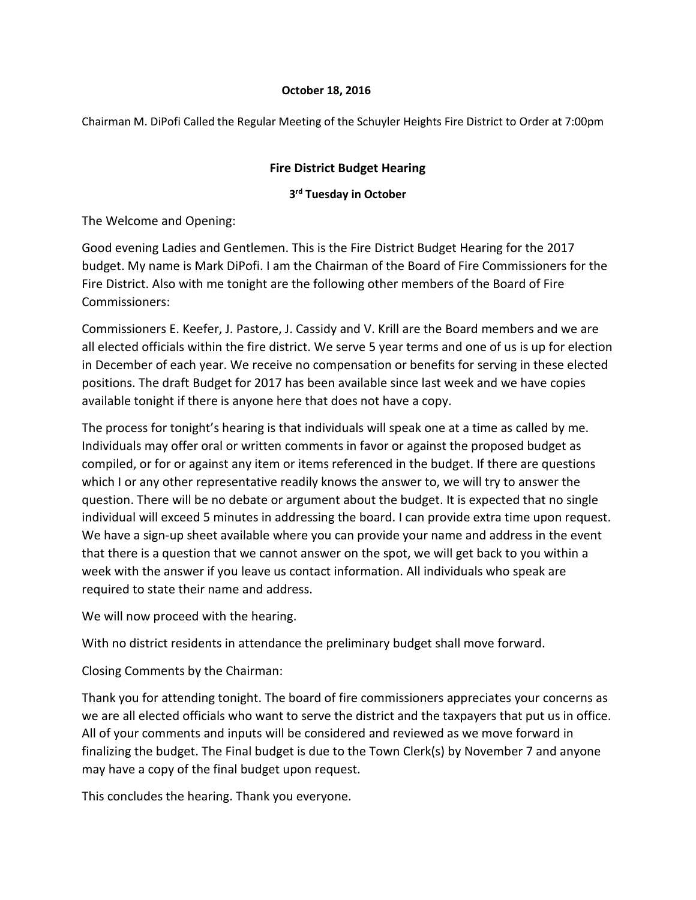**October 18, 2016**

Chairman M. DiPofi Called the Regular Meeting of the Schuyler Heights Fire District to Order at 7:00pm

## Fire District Budget Hearing

**3rd Tuesday in October**

The Welcome and Opening:

Good evening Ladies and Gentlemen. This is the Fire District Budget Hearing for the 2017 budget. My name is Mark DiPofi. I am the Chairman of the Board of Fire Commissioners for the Fire District. Also with me tonight are the following other members of the Board of Fire Commissioners:

Commissioners E. Keefer, J. Pastore, J. Cassidy and V. Krill are the Board members and we are all elected officials within the fire district. We serve 5 year terms and one of us is up for election in December of each year. We receive no compensation or benefits for serving in these elected positions. The draft Budget for 2017 has been available since last week and we have copies available tonight if there is anyone here that does not have a copy.

The process for tonight's hearing is that individuals will speak one at a time as called by me. Individuals may offer oral or written comments in favor or against the proposed budget as compiled, or for or against any item or items referenced in the budget. If there are questions which I or any other representative readily knows the answer to, we will try to answer the question. There will be no debate or argument about the budget. It is expected that no single individual will exceed 5 minutes in addressing the board. I can provide extra time upon request. We have a sign-up sheet available where you can provide your name and address in the event that there is a question that we cannot answer on the spot, we will get back to you within a week with the answer if you leave us contact information. All individuals who speak are required to state their name and address.

We will now proceed with the hearing.

With no district residents in attendance the preliminary budget shall move forward.

Closing Comments by the Chairman:

Thank you for attending tonight. The board of fire commissioners appreciates your concerns as we are all elected officials who want to serve the district and the taxpayers that put us in office. All of your comments and inputs will be considered and reviewed as we move forward in finalizing the budget. The Final budget is due to the Town Clerk(s) by November 7 and anyone may have a copy of the final budget upon request.

This concludes the hearing. Thank you everyone.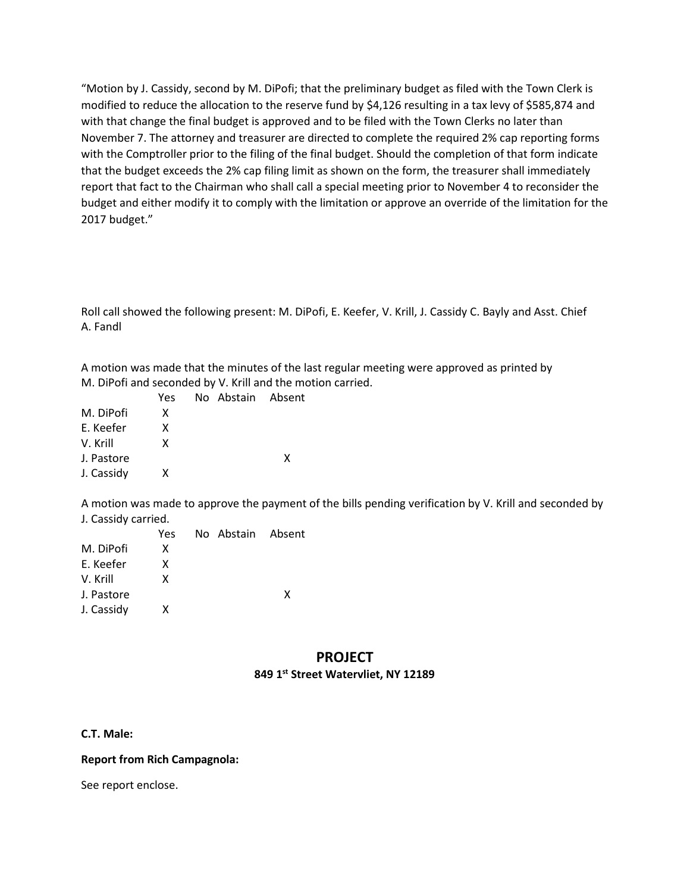"Motion by J. Cassidy, second by M. DiPofi; that the preliminary budget as filed with the Town Clerk is modified to reduce the allocation to the reserve fund by $4,126 resulting in a tax levy of $585,874 and with that change the final budget is approved and to be filed with the Town Clerks no later than November 7. The attorney and treasurer are directed to complete the required 2% cap reporting forms with the Comptroller prior to the filing of the final budget. Should the completion of that form indicate that the budget exceeds the 2% cap filing limit as shown on the form, the treasurer shall immediately report that fact to the Chairman who shall call a special meeting prior to November 4 to reconsider the budget and either modify it to comply with the limitation or approve an override of the limitation for the 2017 budget."

Roll call showed the following present: M. DiPofi, E. Keefer, V. Krill, J. Cassidy C. Bayly and Asst. Chief A. Fandl

A motion was made that the minutes of the last regular meeting were approved as printed by M. DiPofi and seconded by V. Krill and the motion carried.

| | Yes | No | Abstain | Absent |
|---|---|---|---|---|
| M. DiPofi | X | | | |
| E. Keefer | X | | | |
| V. Krill | X | | | |
| J. Pastore | | | | X |
| J. Cassidy | X | | | |

A motion was made to approve the payment of the bills pending verification by V. Krill and seconded by J. Cassidy carried.

| | Yes | No | Abstain | Absent |
|---|---|---|---|---|
| M. DiPofi | X | | | |
| E. Keefer | X | | | |
| V. Krill | X | | | |
| J. Pastore | | | | X |
| J. Cassidy | X | | | |

## PROJECT

**849 1st Street Watervliet, NY 12189**

**C.T. Male:**

**Report from Rich Campagnola:**

See report enclose.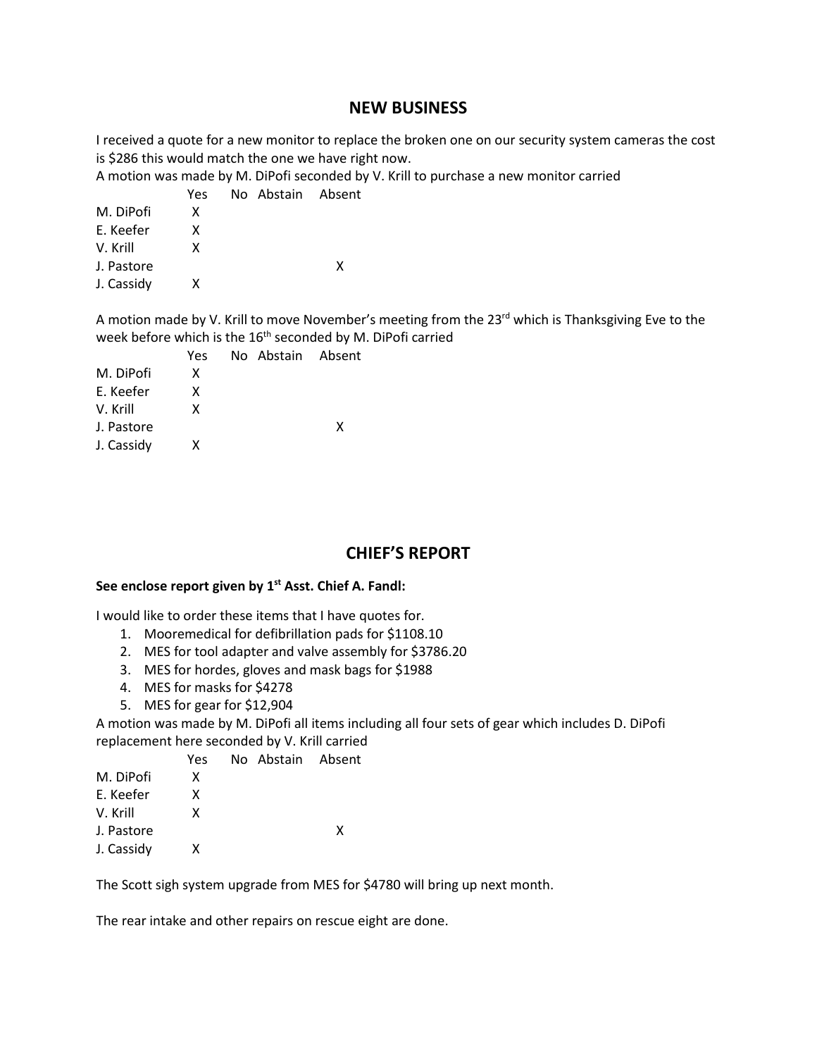## NEW BUSINESS

I received a quote for a new monitor to replace the broken one on our security system cameras the cost is $286 this would match the one we have right now.
A motion was made by M. DiPofi seconded by V. Krill to purchase a new monitor carried

| | Yes | No | Abstain | Absent |
|---|---|---|---|---|
| M. DiPofi | X | | | |
| E. Keefer | X | | | |
| V. Krill | X | | | |
| J. Pastore | | | | X |
| J. Cassidy | X | | | |

A motion made by V. Krill to move November's meeting from the 23rd which is Thanksgiving Eve to the week before which is the 16th seconded by M. DiPofi carried

| | Yes | No | Abstain | Absent |
|---|---|---|---|---|
| M. DiPofi | X | | | |
| E. Keefer | X | | | |
| V. Krill | X | | | |
| J. Pastore | | | | X |
| J. Cassidy | X | | | |

## CHIEF'S REPORT

**See enclose report given by 1st Asst. Chief A. Fandl:**

I would like to order these items that I have quotes for.

1. Mooremedical for defibrillation pads for $1108.10
2. MES for tool adapter and valve assembly for $3786.20
3. MES for hordes, gloves and mask bags for $1988
4. MES for masks for $4278
5. MES for gear for $12,904

A motion was made by M. DiPofi all items including all four sets of gear which includes D. DiPofi replacement here seconded by V. Krill carried

| | Yes | No | Abstain | Absent |
|---|---|---|---|---|
| M. DiPofi | X | | | |
| E. Keefer | X | | | |
| V. Krill | X | | | |
| J. Pastore | | | | X |
| J. Cassidy | X | | | |

The Scott sigh system upgrade from MES for $4780 will bring up next month.

The rear intake and other repairs on rescue eight are done.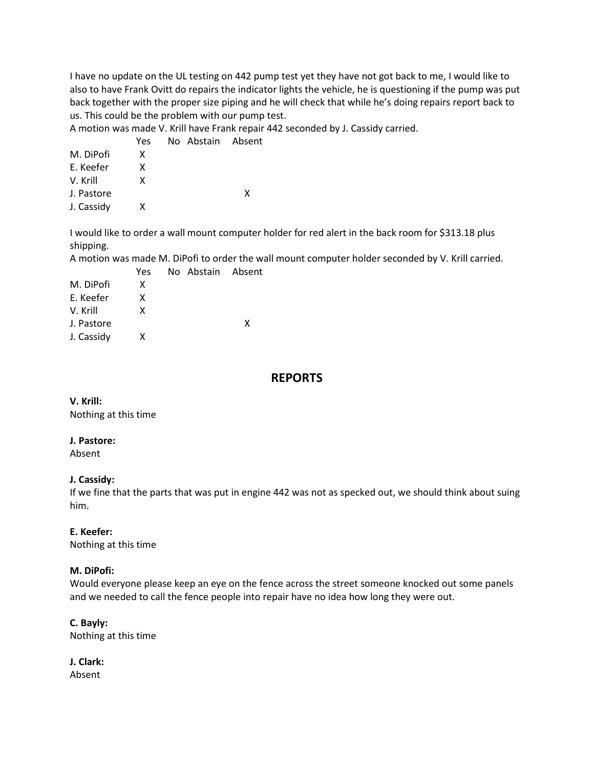I have no update on the UL testing on 442 pump test yet they have not got back to me, I would like to also to have Frank Ovitt do repairs the indicator lights the vehicle, he is questioning if the pump was put back together with the proper size piping and he will check that while he's doing repairs report back to us. This could be the problem with our pump test.

A motion was made V. Krill have Frank repair 442 seconded by J. Cassidy carried.

| | Yes | No | Abstain | Absent |
|---|---|---|---|---|
| M. DiPofi | X | | | |
| E. Keefer | X | | | |
| V. Krill | X | | | |
| J. Pastore | | | | X |
| J. Cassidy | X | | | |

I would like to order a wall mount computer holder for red alert in the back room for $313.18 plus shipping.

A motion was made M. DiPofi to order the wall mount computer holder seconded by V. Krill carried.

| | Yes | No | Abstain | Absent |
|---|---|---|---|---|
| M. DiPofi | X | | | |
| E. Keefer | X | | | |
| V. Krill | X | | | |
| J. Pastore | | | | X |
| J. Cassidy | X | | | |

## REPORTS

**V. Krill:**
Nothing at this time

**J. Pastore:**
Absent

**J. Cassidy:**
If we fine that the parts that was put in engine 442 was not as specked out, we should think about suing him.

**E. Keefer:**
Nothing at this time

**M. DiPofi:**
Would everyone please keep an eye on the fence across the street someone knocked out some panels and we needed to call the fence people into repair have no idea how long they were out.

**C. Bayly:**
Nothing at this time

**J. Clark:**
Absent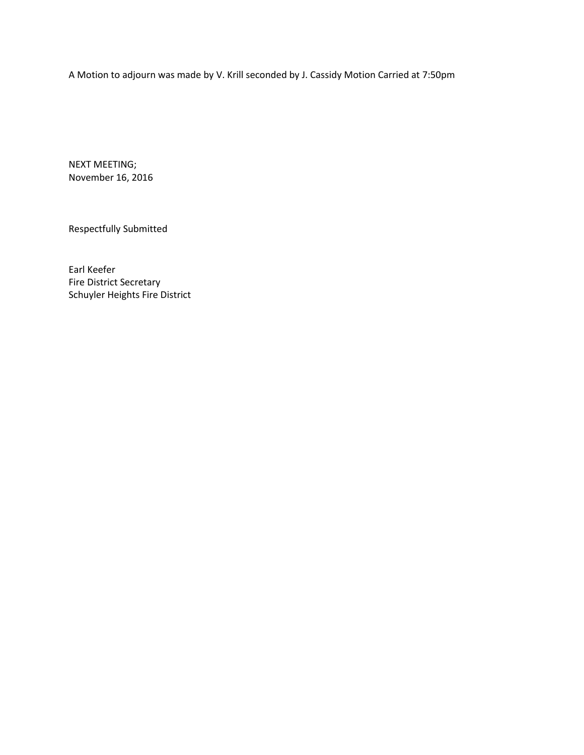A Motion to adjourn was made by V. Krill seconded by J. Cassidy Motion Carried at 7:50pm

NEXT MEETING;
November 16, 2016

Respectfully Submitted

Earl Keefer
Fire District Secretary
Schuyler Heights Fire District